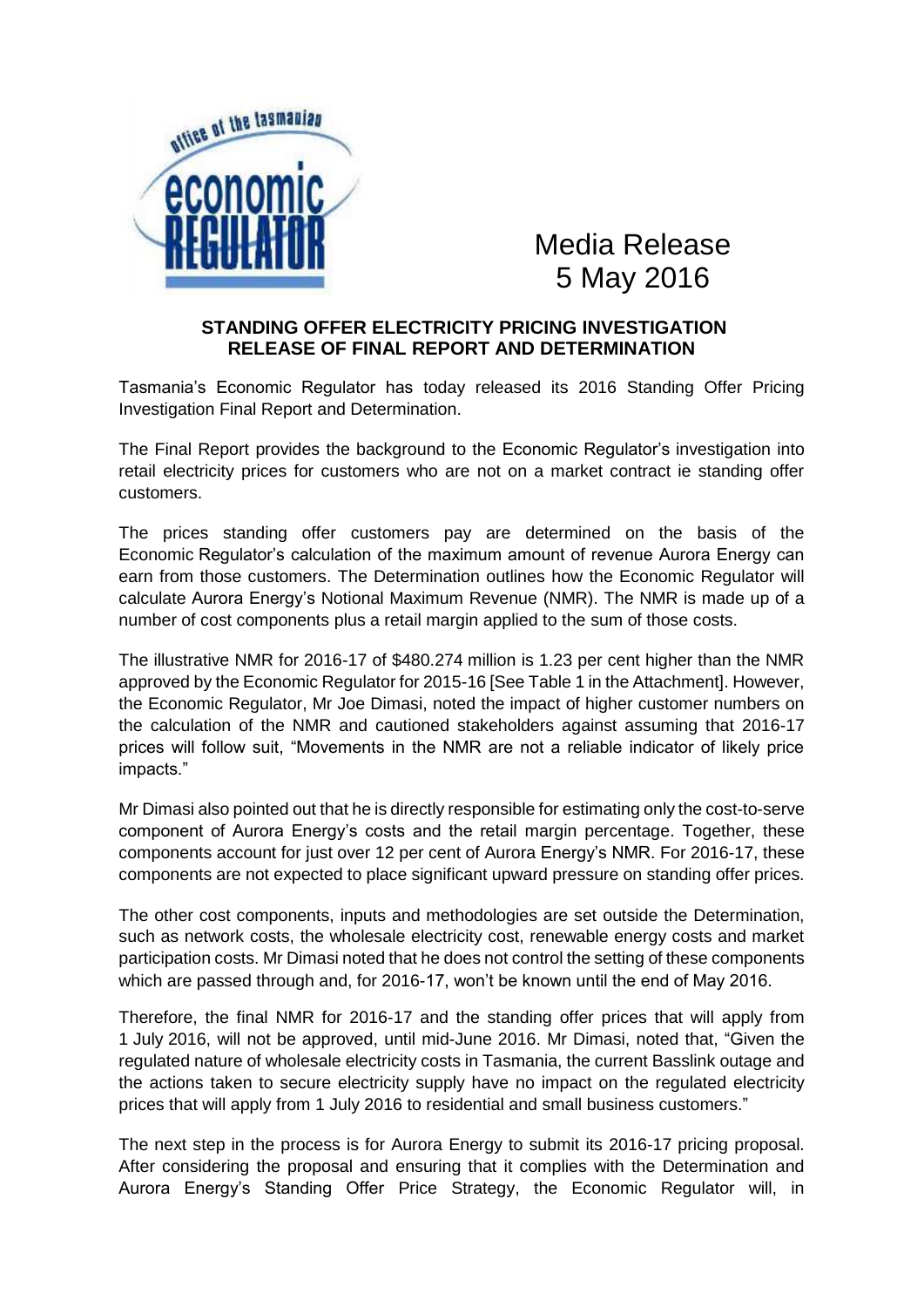Media Release
5 May 2016

## STANDING OFFER ELECTRICITY PRICING INVESTIGATION RELEASE OF FINAL REPORT AND DETERMINATION

Tasmania's Economic Regulator has today released its 2016 Standing Offer Pricing Investigation Final Report and Determination.

The Final Report provides the background to the Economic Regulator's investigation into retail electricity prices for customers who are not on a market contract ie standing offer customers.

The prices standing offer customers pay are determined on the basis of the Economic Regulator's calculation of the maximum amount of revenue Aurora Energy can earn from those customers. The Determination outlines how the Economic Regulator will calculate Aurora Energy's Notional Maximum Revenue (NMR). The NMR is made up of a number of cost components plus a retail margin applied to the sum of those costs.

The illustrative NMR for 2016-17 of $480.274 million is 1.23 per cent higher than the NMR approved by the Economic Regulator for 2015-16 [See Table 1 in the Attachment]. However, the Economic Regulator, Mr Joe Dimasi, noted the impact of higher customer numbers on the calculation of the NMR and cautioned stakeholders against assuming that 2016-17 prices will follow suit, "Movements in the NMR are not a reliable indicator of likely price impacts."

Mr Dimasi also pointed out that he is directly responsible for estimating only the cost-to-serve component of Aurora Energy's costs and the retail margin percentage. Together, these components account for just over 12 per cent of Aurora Energy's NMR. For 2016-17, these components are not expected to place significant upward pressure on standing offer prices.

The other cost components, inputs and methodologies are set outside the Determination, such as network costs, the wholesale electricity cost, renewable energy costs and market participation costs. Mr Dimasi noted that he does not control the setting of these components which are passed through and, for 2016-17, won't be known until the end of May 2016.

Therefore, the final NMR for 2016-17 and the standing offer prices that will apply from 1 July 2016, will not be approved, until mid-June 2016. Mr Dimasi, noted that, "Given the regulated nature of wholesale electricity costs in Tasmania, the current Basslink outage and the actions taken to secure electricity supply have no impact on the regulated electricity prices that will apply from 1 July 2016 to residential and small business customers."

The next step in the process is for Aurora Energy to submit its 2016-17 pricing proposal. After considering the proposal and ensuring that it complies with the Determination and Aurora Energy's Standing Offer Price Strategy, the Economic Regulator will, in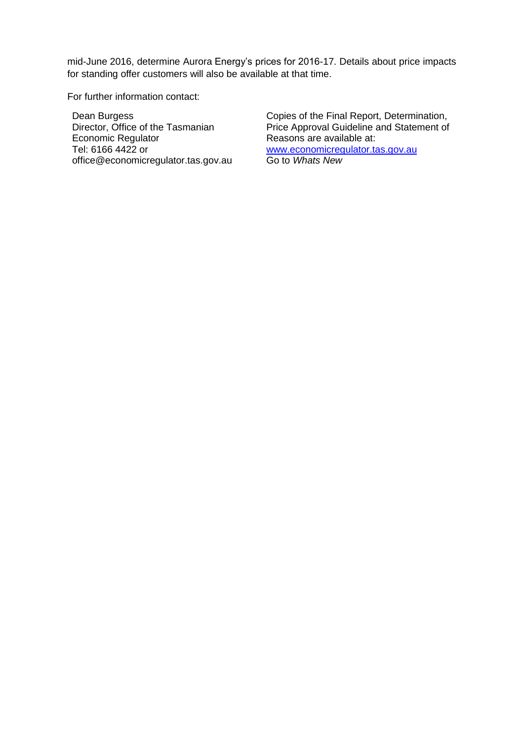mid-June 2016, determine Aurora Energy's prices for 2016-17. Details about price impacts for standing offer customers will also be available at that time.

For further information contact:

Dean Burgess
Director, Office of the Tasmanian Economic Regulator
Tel: 6166 4422 or
office@economicregulator.tas.gov.au

Copies of the Final Report, Determination, Price Approval Guideline and Statement of Reasons are available at:
[www.economicregulator.tas.gov.au](http://www.economicregulator.tas.gov.au)
Go to *Whats New*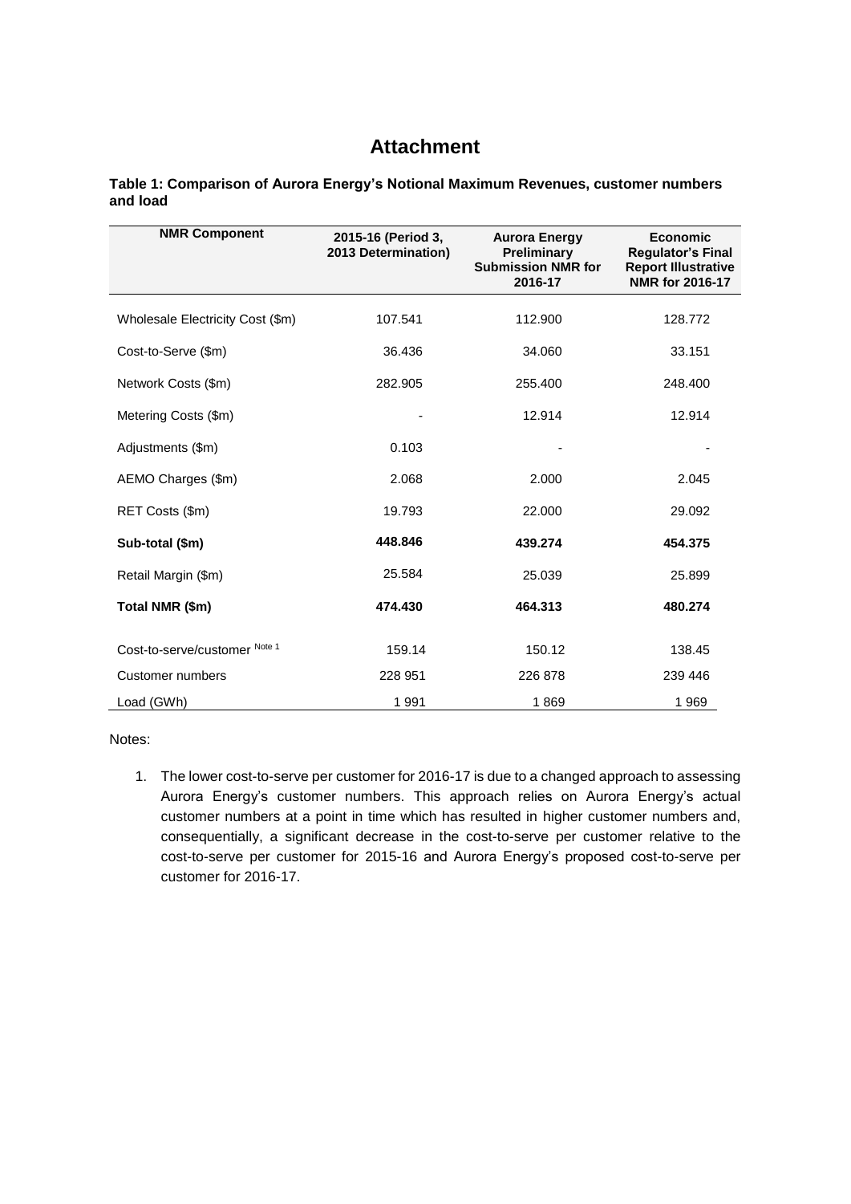# Attachment

**Table 1: Comparison of Aurora Energy's Notional Maximum Revenues, customer numbers and load**

| NMR Component | 2015-16 (Period 3, 2013 Determination) | Aurora Energy Preliminary Submission NMR for 2016-17 | Economic Regulator's Final Report Illustrative NMR for 2016-17 |
|---|---|---|---|
| Wholesale Electricity Cost ($m) | 107.541 | 112.900 | 128.772 |
| Cost-to-Serve ($m) | 36.436 | 34.060 | 33.151 |
| Network Costs ($m) | 282.905 | 255.400 | 248.400 |
| Metering Costs ($m) | - | 12.914 | 12.914 |
| Adjustments ($m) | 0.103 | - | - |
| AEMO Charges ($m) | 2.068 | 2.000 | 2.045 |
| RET Costs ($m) | 19.793 | 22.000 | 29.092 |
| **Sub-total ($m)** | **448.846** | **439.274** | **454.375** |
| Retail Margin ($m) | 25.584 | 25.039 | 25.899 |
| **Total NMR ($m)** | **474.430** | **464.313** | **480.274** |
| Cost-to-serve/customer Note 1 | 159.14 | 150.12 | 138.45 |
| Customer numbers | 228 951 | 226 878 | 239 446 |
| Load (GWh) | 1 991 | 1 869 | 1 969 |

Notes:

1. The lower cost-to-serve per customer for 2016-17 is due to a changed approach to assessing Aurora Energy's customer numbers. This approach relies on Aurora Energy's actual customer numbers at a point in time which has resulted in higher customer numbers and, consequentially, a significant decrease in the cost-to-serve per customer relative to the cost-to-serve per customer for 2015-16 and Aurora Energy's proposed cost-to-serve per customer for 2016-17.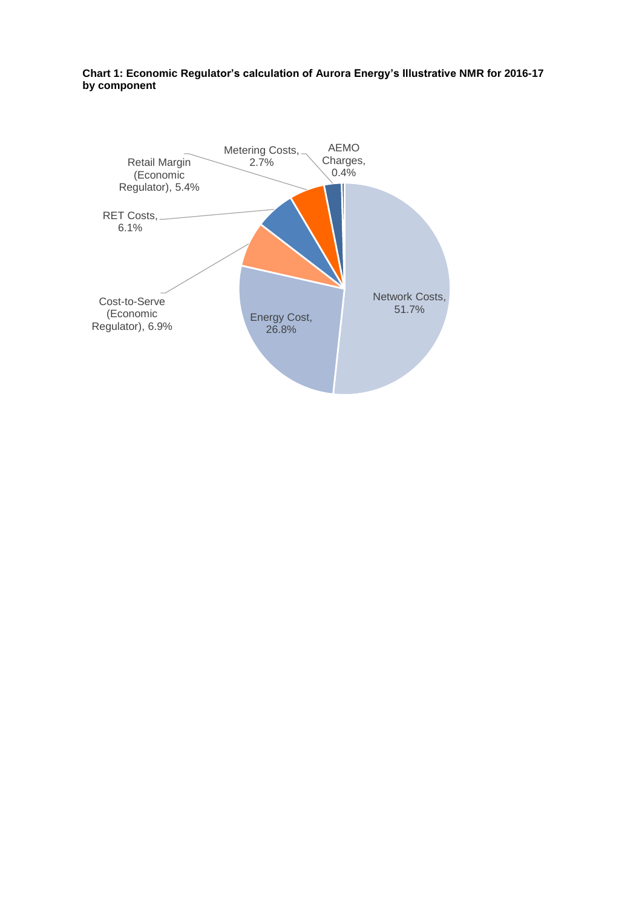**Chart 1: Economic Regulator's calculation of Aurora Energy's Illustrative NMR for 2016-17 by component**

Network Costs, 51.7%

Energy Cost, 26.8%

Cost-to-Serve (Economic Regulator), 6.9%

RET Costs, 6.1%

Retail Margin (Economic Regulator), 5.4%

Metering Costs, 2.7%

AEMO Charges, 0.4%